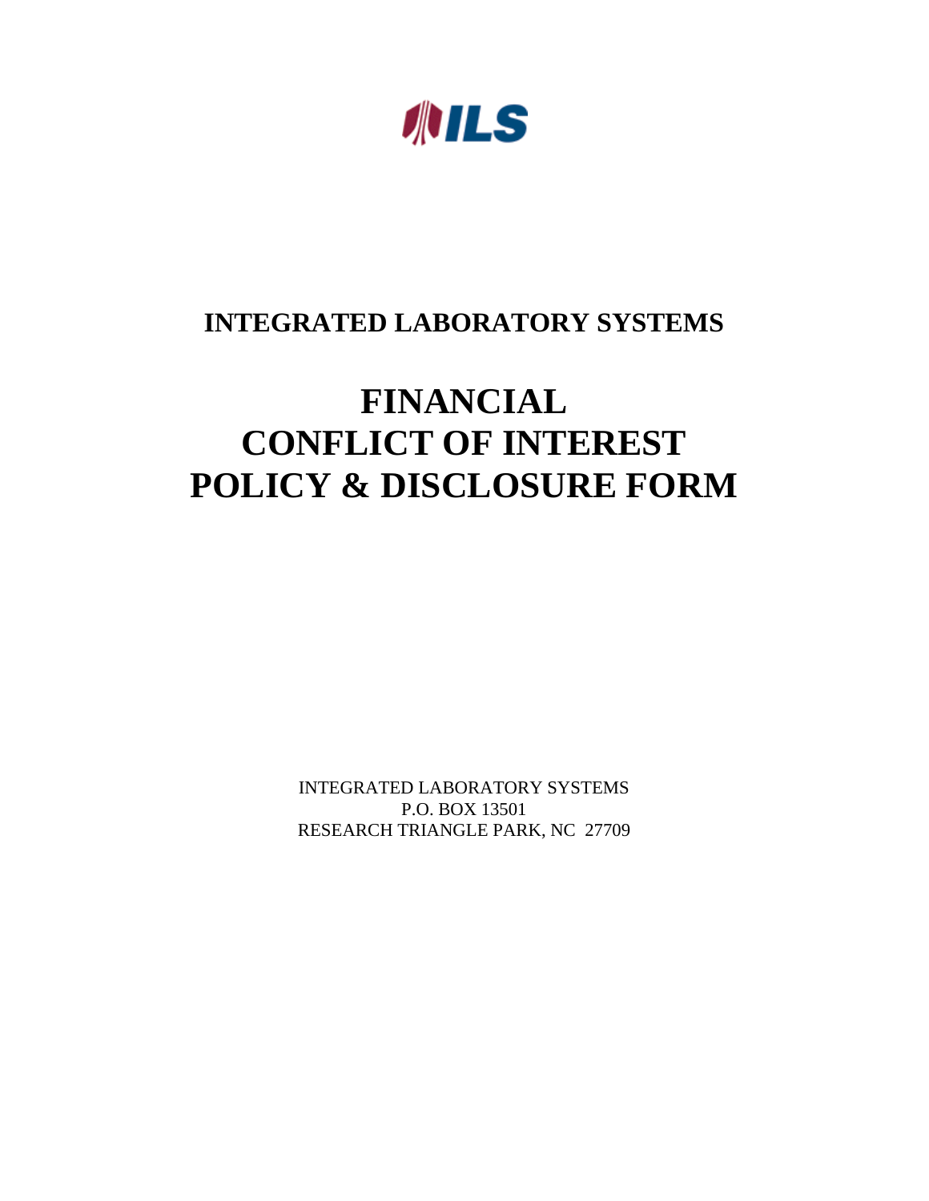ILS

## INTEGRATED LABORATORY SYSTEMS

# FINANCIAL
# CONFLICT OF INTEREST
# POLICY & DISCLOSURE FORM

INTEGRATED LABORATORY SYSTEMS
P.O. BOX 13501
RESEARCH TRIANGLE PARK, NC 27709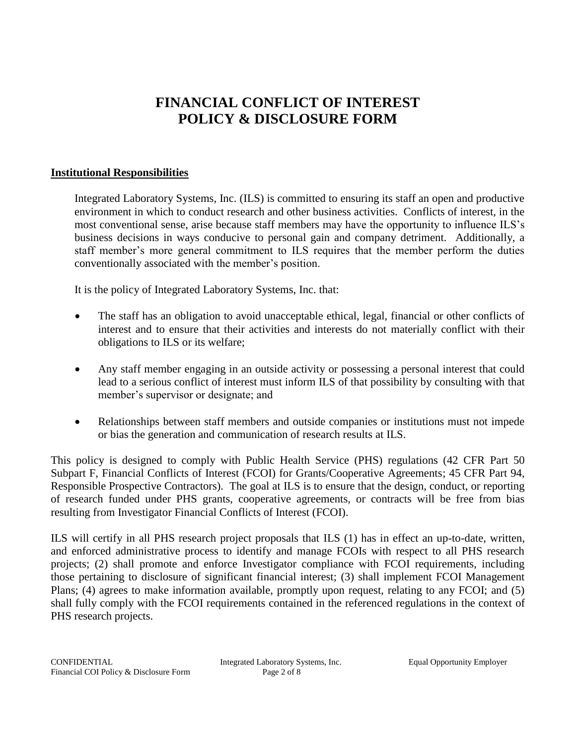# FINANCIAL CONFLICT OF INTEREST POLICY & DISCLOSURE FORM

**Institutional Responsibilities**

Integrated Laboratory Systems, Inc. (ILS) is committed to ensuring its staff an open and productive environment in which to conduct research and other business activities. Conflicts of interest, in the most conventional sense, arise because staff members may have the opportunity to influence ILS's business decisions in ways conducive to personal gain and company detriment. Additionally, a staff member's more general commitment to ILS requires that the member perform the duties conventionally associated with the member's position.

It is the policy of Integrated Laboratory Systems, Inc. that:

- The staff has an obligation to avoid unacceptable ethical, legal, financial or other conflicts of interest and to ensure that their activities and interests do not materially conflict with their obligations to ILS or its welfare;
- Any staff member engaging in an outside activity or possessing a personal interest that could lead to a serious conflict of interest must inform ILS of that possibility by consulting with that member's supervisor or designate; and
- Relationships between staff members and outside companies or institutions must not impede or bias the generation and communication of research results at ILS.

This policy is designed to comply with Public Health Service (PHS) regulations (42 CFR Part 50 Subpart F, Financial Conflicts of Interest (FCOI) for Grants/Cooperative Agreements; 45 CFR Part 94, Responsible Prospective Contractors). The goal at ILS is to ensure that the design, conduct, or reporting of research funded under PHS grants, cooperative agreements, or contracts will be free from bias resulting from Investigator Financial Conflicts of Interest (FCOI).

ILS will certify in all PHS research project proposals that ILS (1) has in effect an up-to-date, written, and enforced administrative process to identify and manage FCOIs with respect to all PHS research projects; (2) shall promote and enforce Investigator compliance with FCOI requirements, including those pertaining to disclosure of significant financial interest; (3) shall implement FCOI Management Plans; (4) agrees to make information available, promptly upon request, relating to any FCOI; and (5) shall fully comply with the FCOI requirements contained in the referenced regulations in the context of PHS research projects.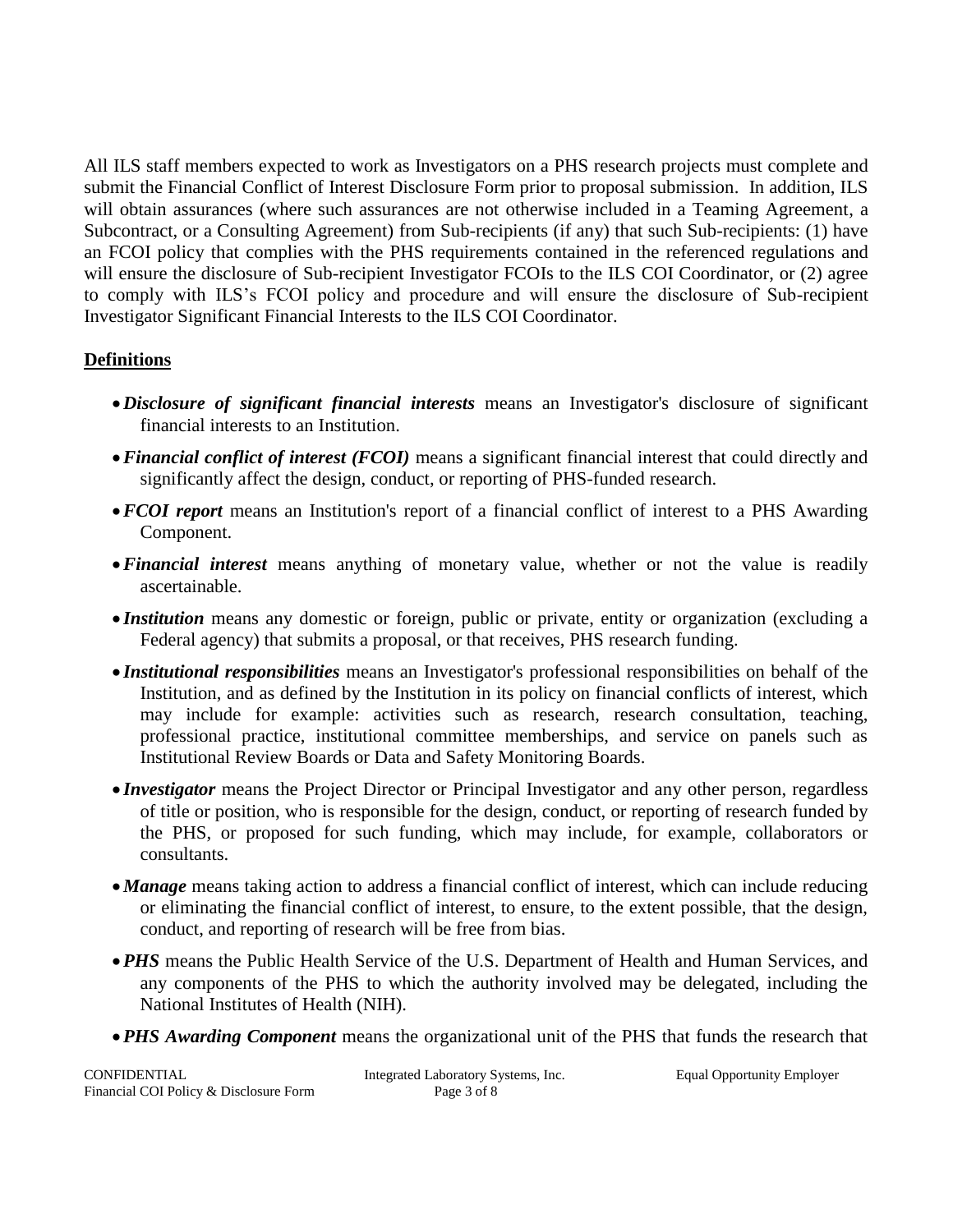All ILS staff members expected to work as Investigators on a PHS research projects must complete and submit the Financial Conflict of Interest Disclosure Form prior to proposal submission. In addition, ILS will obtain assurances (where such assurances are not otherwise included in a Teaming Agreement, a Subcontract, or a Consulting Agreement) from Sub-recipients (if any) that such Sub-recipients: (1) have an FCOI policy that complies with the PHS requirements contained in the referenced regulations and will ensure the disclosure of Sub-recipient Investigator FCOIs to the ILS COI Coordinator, or (2) agree to comply with ILS's FCOI policy and procedure and will ensure the disclosure of Sub-recipient Investigator Significant Financial Interests to the ILS COI Coordinator.

## Definitions

- ***Disclosure of significant financial interests*** means an Investigator's disclosure of significant financial interests to an Institution.
- ***Financial conflict of interest (FCOI)*** means a significant financial interest that could directly and significantly affect the design, conduct, or reporting of PHS-funded research.
- ***FCOI report*** means an Institution's report of a financial conflict of interest to a PHS Awarding Component.
- ***Financial interest*** means anything of monetary value, whether or not the value is readily ascertainable.
- ***Institution*** means any domestic or foreign, public or private, entity or organization (excluding a Federal agency) that submits a proposal, or that receives, PHS research funding.
- ***Institutional responsibilities*** means an Investigator's professional responsibilities on behalf of the Institution, and as defined by the Institution in its policy on financial conflicts of interest, which may include for example: activities such as research, research consultation, teaching, professional practice, institutional committee memberships, and service on panels such as Institutional Review Boards or Data and Safety Monitoring Boards.
- ***Investigator*** means the Project Director or Principal Investigator and any other person, regardless of title or position, who is responsible for the design, conduct, or reporting of research funded by the PHS, or proposed for such funding, which may include, for example, collaborators or consultants.
- ***Manage*** means taking action to address a financial conflict of interest, which can include reducing or eliminating the financial conflict of interest, to ensure, to the extent possible, that the design, conduct, and reporting of research will be free from bias.
- ***PHS*** means the Public Health Service of the U.S. Department of Health and Human Services, and any components of the PHS to which the authority involved may be delegated, including the National Institutes of Health (NIH).
- ***PHS Awarding Component*** means the organizational unit of the PHS that funds the research that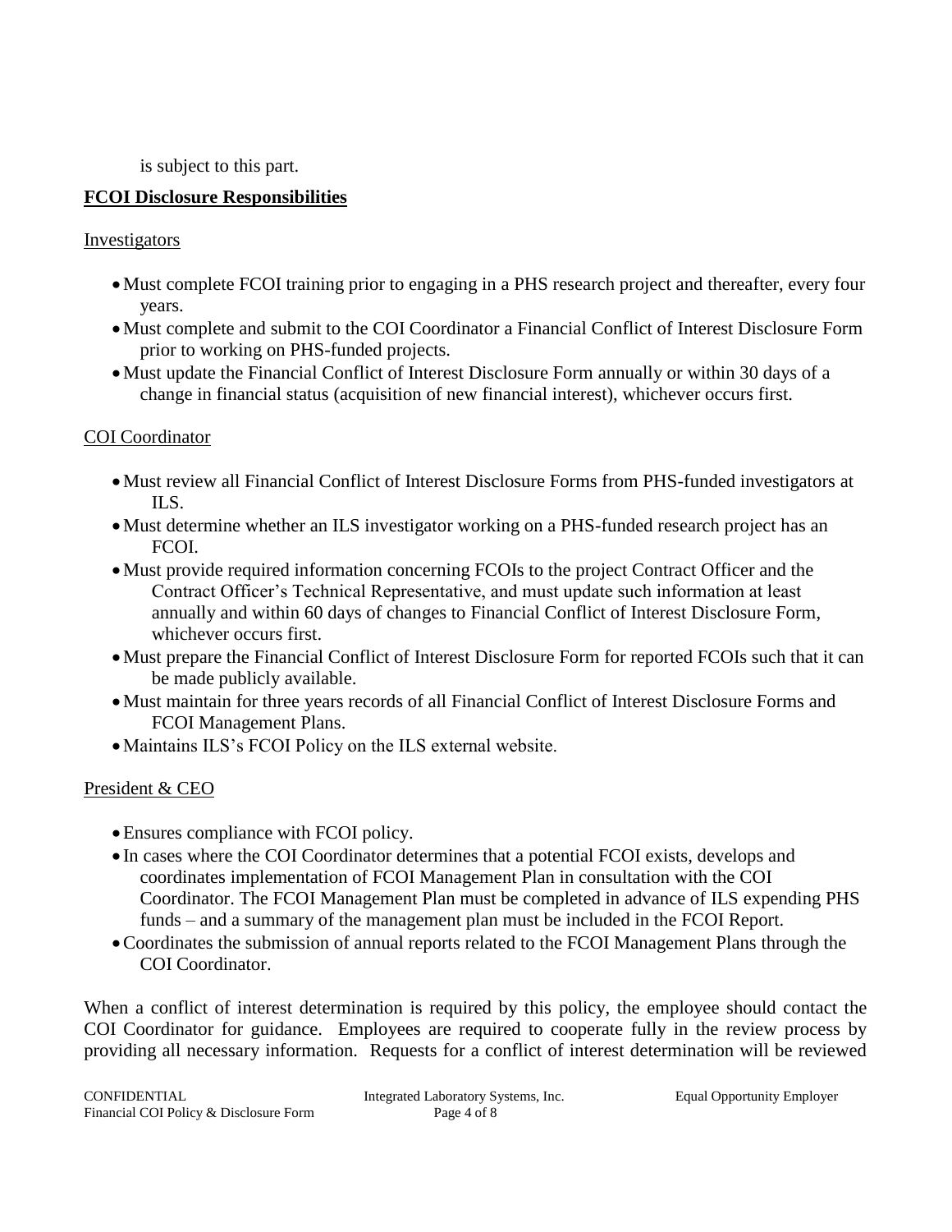is subject to this part.

**FCOI Disclosure Responsibilities**

Investigators

- Must complete FCOI training prior to engaging in a PHS research project and thereafter, every four years.
- Must complete and submit to the COI Coordinator a Financial Conflict of Interest Disclosure Form prior to working on PHS-funded projects.
- Must update the Financial Conflict of Interest Disclosure Form annually or within 30 days of a change in financial status (acquisition of new financial interest), whichever occurs first.

COI Coordinator

- Must review all Financial Conflict of Interest Disclosure Forms from PHS-funded investigators at ILS.
- Must determine whether an ILS investigator working on a PHS-funded research project has an FCOI.
- Must provide required information concerning FCOIs to the project Contract Officer and the Contract Officer's Technical Representative, and must update such information at least annually and within 60 days of changes to Financial Conflict of Interest Disclosure Form, whichever occurs first.
- Must prepare the Financial Conflict of Interest Disclosure Form for reported FCOIs such that it can be made publicly available.
- Must maintain for three years records of all Financial Conflict of Interest Disclosure Forms and FCOI Management Plans.
- Maintains ILS's FCOI Policy on the ILS external website.

President & CEO

- Ensures compliance with FCOI policy.
- In cases where the COI Coordinator determines that a potential FCOI exists, develops and coordinates implementation of FCOI Management Plan in consultation with the COI Coordinator. The FCOI Management Plan must be completed in advance of ILS expending PHS funds – and a summary of the management plan must be included in the FCOI Report.
- Coordinates the submission of annual reports related to the FCOI Management Plans through the COI Coordinator.

When a conflict of interest determination is required by this policy, the employee should contact the COI Coordinator for guidance. Employees are required to cooperate fully in the review process by providing all necessary information. Requests for a conflict of interest determination will be reviewed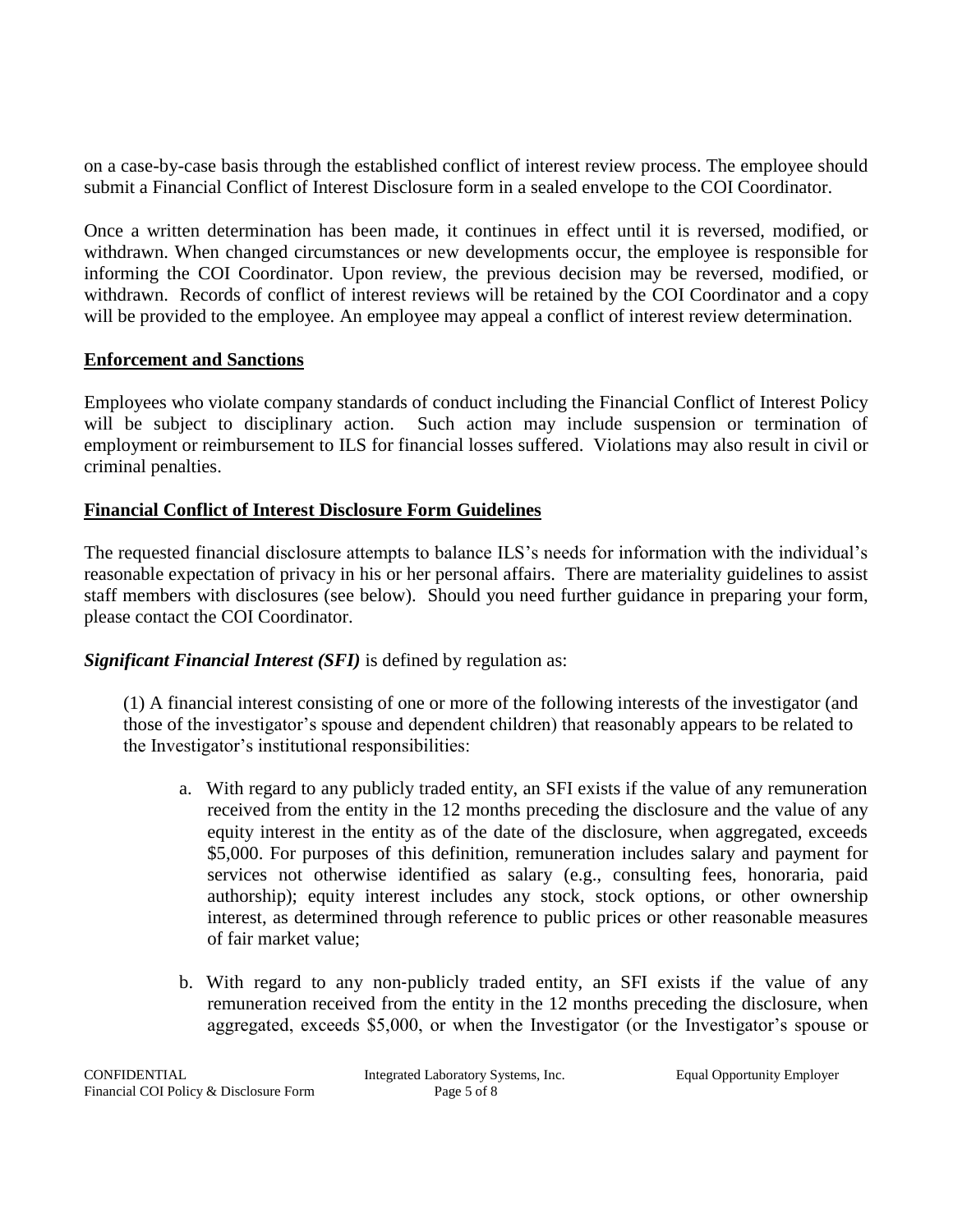on a case-by-case basis through the established conflict of interest review process. The employee should submit a Financial Conflict of Interest Disclosure form in a sealed envelope to the COI Coordinator.

Once a written determination has been made, it continues in effect until it is reversed, modified, or withdrawn. When changed circumstances or new developments occur, the employee is responsible for informing the COI Coordinator. Upon review, the previous decision may be reversed, modified, or withdrawn. Records of conflict of interest reviews will be retained by the COI Coordinator and a copy will be provided to the employee. An employee may appeal a conflict of interest review determination.

## Enforcement and Sanctions

Employees who violate company standards of conduct including the Financial Conflict of Interest Policy will be subject to disciplinary action. Such action may include suspension or termination of employment or reimbursement to ILS for financial losses suffered. Violations may also result in civil or criminal penalties.

## Financial Conflict of Interest Disclosure Form Guidelines

The requested financial disclosure attempts to balance ILS's needs for information with the individual's reasonable expectation of privacy in his or her personal affairs. There are materiality guidelines to assist staff members with disclosures (see below). Should you need further guidance in preparing your form, please contact the COI Coordinator.

***Significant Financial Interest (SFI)*** is defined by regulation as:

(1) A financial interest consisting of one or more of the following interests of the investigator (and those of the investigator's spouse and dependent children) that reasonably appears to be related to the Investigator's institutional responsibilities:

a. With regard to any publicly traded entity, an SFI exists if the value of any remuneration received from the entity in the 12 months preceding the disclosure and the value of any equity interest in the entity as of the date of the disclosure, when aggregated, exceeds $5,000. For purposes of this definition, remuneration includes salary and payment for services not otherwise identified as salary (e.g., consulting fees, honoraria, paid authorship); equity interest includes any stock, stock options, or other ownership interest, as determined through reference to public prices or other reasonable measures of fair market value;

b. With regard to any non-publicly traded entity, an SFI exists if the value of any remuneration received from the entity in the 12 months preceding the disclosure, when aggregated, exceeds $5,000, or when the Investigator (or the Investigator's spouse or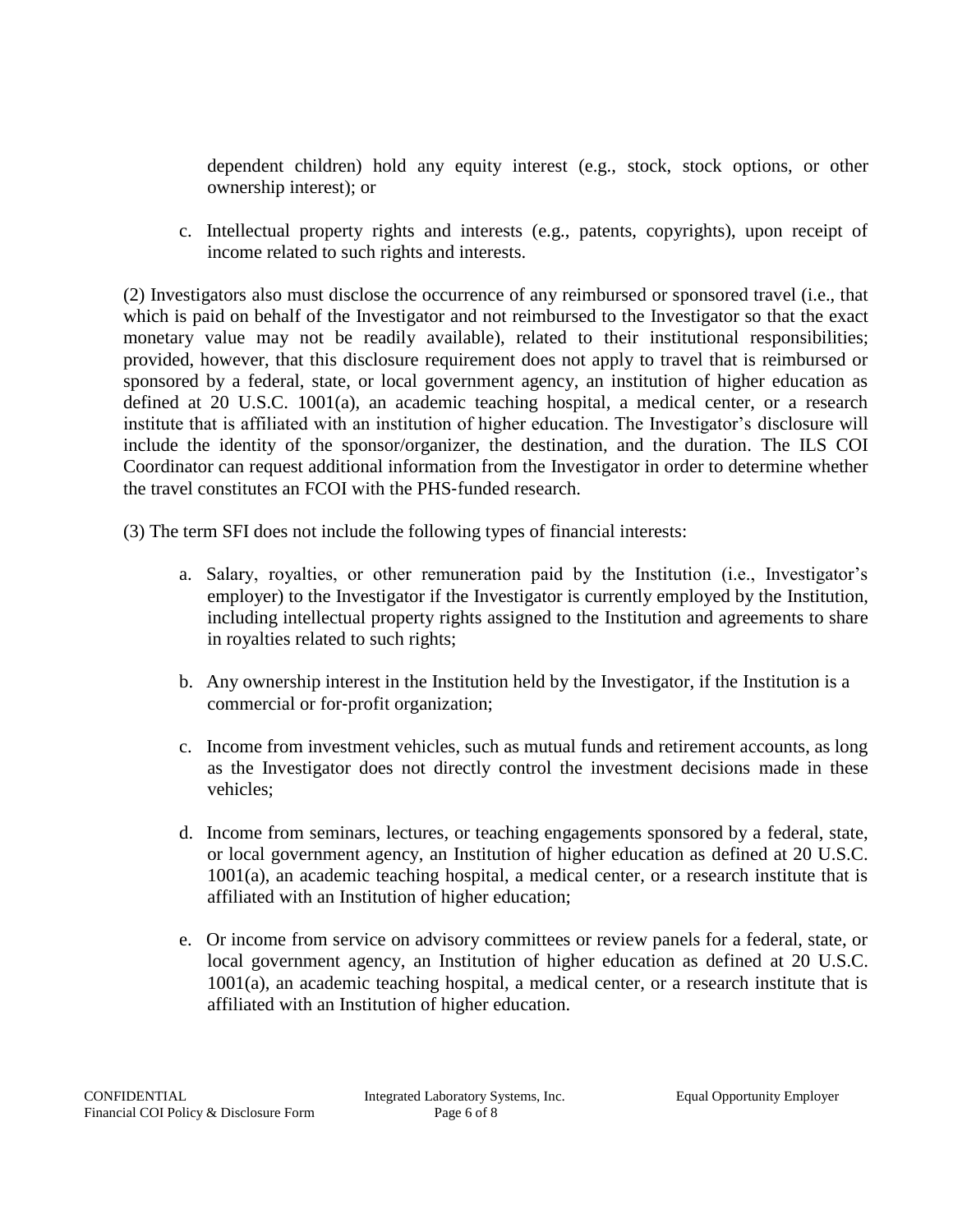dependent children) hold any equity interest (e.g., stock, stock options, or other ownership interest); or

c. Intellectual property rights and interests (e.g., patents, copyrights), upon receipt of income related to such rights and interests.

(2) Investigators also must disclose the occurrence of any reimbursed or sponsored travel (i.e., that which is paid on behalf of the Investigator and not reimbursed to the Investigator so that the exact monetary value may not be readily available), related to their institutional responsibilities; provided, however, that this disclosure requirement does not apply to travel that is reimbursed or sponsored by a federal, state, or local government agency, an institution of higher education as defined at 20 U.S.C. 1001(a), an academic teaching hospital, a medical center, or a research institute that is affiliated with an institution of higher education. The Investigator's disclosure will include the identity of the sponsor/organizer, the destination, and the duration. The ILS COI Coordinator can request additional information from the Investigator in order to determine whether the travel constitutes an FCOI with the PHS-funded research.

(3) The term SFI does not include the following types of financial interests:

a. Salary, royalties, or other remuneration paid by the Institution (i.e., Investigator's employer) to the Investigator if the Investigator is currently employed by the Institution, including intellectual property rights assigned to the Institution and agreements to share in royalties related to such rights;

b. Any ownership interest in the Institution held by the Investigator, if the Institution is a commercial or for-profit organization;

c. Income from investment vehicles, such as mutual funds and retirement accounts, as long as the Investigator does not directly control the investment decisions made in these vehicles;

d. Income from seminars, lectures, or teaching engagements sponsored by a federal, state, or local government agency, an Institution of higher education as defined at 20 U.S.C. 1001(a), an academic teaching hospital, a medical center, or a research institute that is affiliated with an Institution of higher education;

e. Or income from service on advisory committees or review panels for a federal, state, or local government agency, an Institution of higher education as defined at 20 U.S.C. 1001(a), an academic teaching hospital, a medical center, or a research institute that is affiliated with an Institution of higher education.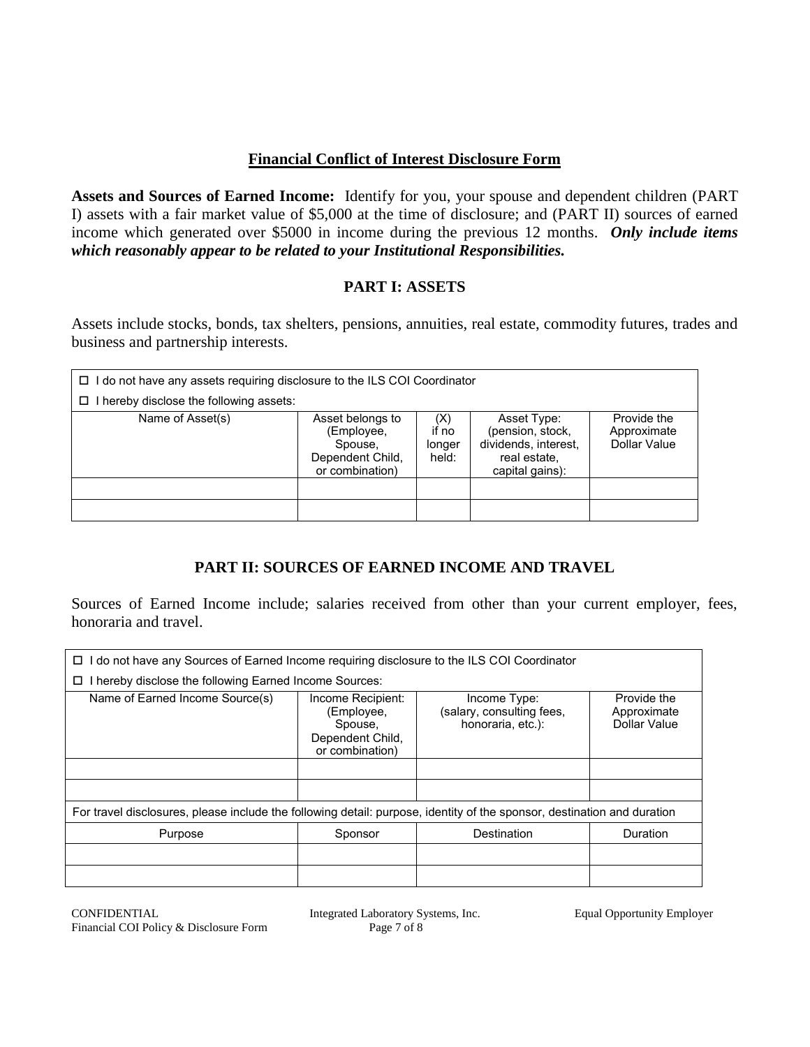## Financial Conflict of Interest Disclosure Form

**Assets and Sources of Earned Income:** Identify for you, your spouse and dependent children (PART I) assets with a fair market value of $5,000 at the time of disclosure; and (PART II) sources of earned income which generated over $5000 in income during the previous 12 months. ***Only include items which reasonably appear to be related to your Institutional Responsibilities.***

### PART I: ASSETS

Assets include stocks, bonds, tax shelters, pensions, annuities, real estate, commodity futures, trades and business and partnership interests.

☐ I do not have any assets requiring disclosure to the ILS COI Coordinator

☐ I hereby disclose the following assets:

| Name of Asset(s) | Asset belongs to (Employee, Spouse, Dependent Child, or combination) | (X) if no longer held: | Asset Type: (pension, stock, dividends, interest, real estate, capital gains): | Provide the Approximate Dollar Value |
|---|---|---|---|---|
| | | | | |
| | | | | |

### PART II: SOURCES OF EARNED INCOME AND TRAVEL

Sources of Earned Income include; salaries received from other than your current employer, fees, honoraria and travel.

☐ I do not have any Sources of Earned Income requiring disclosure to the ILS COI Coordinator

☐ I hereby disclose the following Earned Income Sources:

| Name of Earned Income Source(s) | Income Recipient: (Employee, Spouse, Dependent Child, or combination) | Income Type: (salary, consulting fees, honoraria, etc.): | Provide the Approximate Dollar Value |
|---|---|---|---|
| | | | |
| | | | |

For travel disclosures, please include the following detail: purpose, identity of the sponsor, destination and duration

| Purpose | Sponsor | Destination | Duration |
|---|---|---|---|
| | | | |
| | | | |

CONFIDENTIAL Integrated Laboratory Systems, Inc. Equal Opportunity Employer
Financial COI Policy & Disclosure Form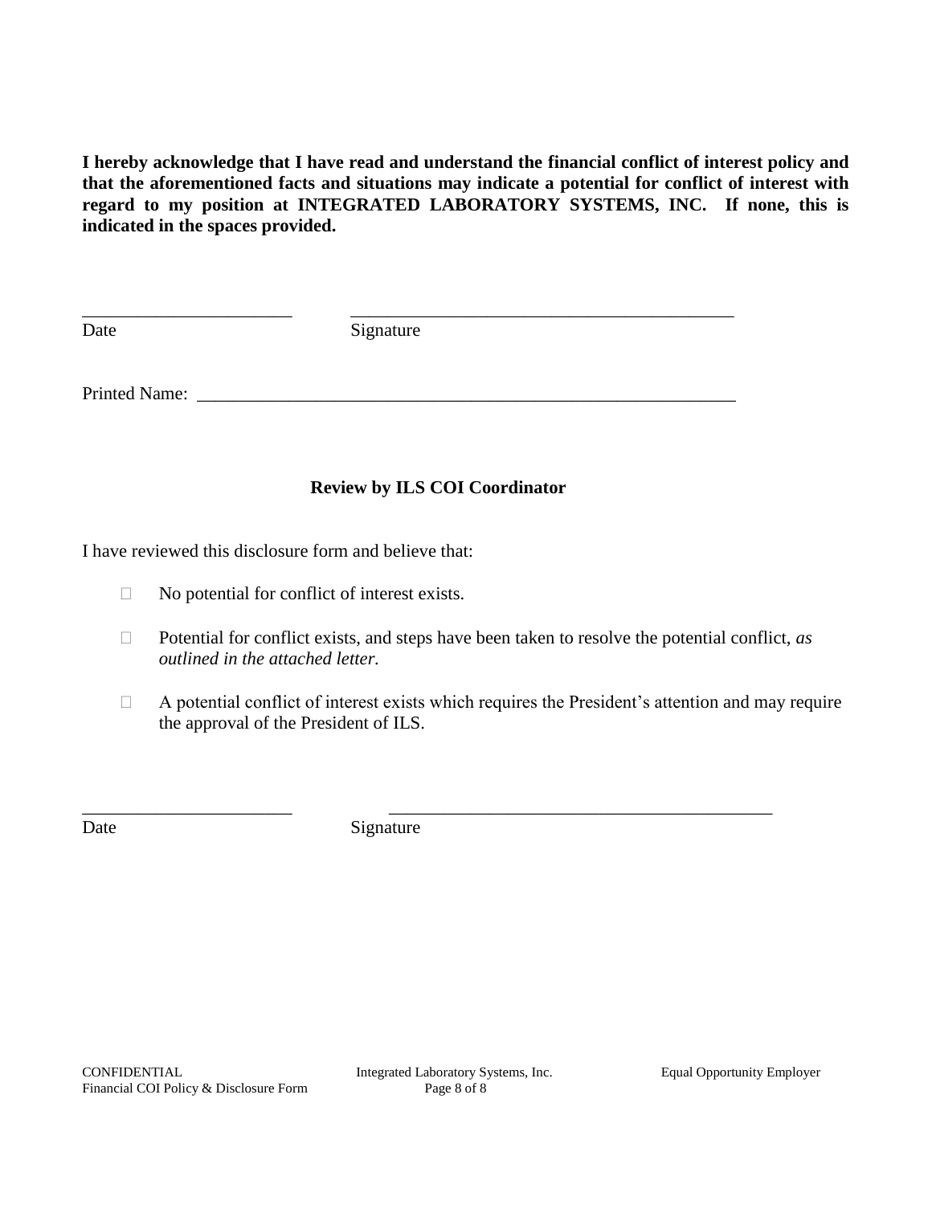**I hereby acknowledge that I have read and understand the financial conflict of interest policy and that the aforementioned facts and situations may indicate a potential for conflict of interest with regard to my position at INTEGRATED LABORATORY SYSTEMS, INC. If none, this is indicated in the spaces provided.**

_______________________ &nbsp;&nbsp;&nbsp;&nbsp; __________________________________________

Date &nbsp;&nbsp;&nbsp;&nbsp;&nbsp;&nbsp;&nbsp;&nbsp;&nbsp;&nbsp;&nbsp;&nbsp;&nbsp;&nbsp;&nbsp;&nbsp;&nbsp;&nbsp;&nbsp;&nbsp;&nbsp;&nbsp;&nbsp;&nbsp; Signature

Printed Name: ____________________________________________________________

### Review by ILS COI Coordinator

I have reviewed this disclosure form and believe that:

- ☐ No potential for conflict of interest exists.
- ☐ Potential for conflict exists, and steps have been taken to resolve the potential conflict, *as outlined in the attached letter.*
- ☐ A potential conflict of interest exists which requires the President's attention and may require the approval of the President of ILS.

_______________________ &nbsp;&nbsp;&nbsp;&nbsp; __________________________________________

Date &nbsp;&nbsp;&nbsp;&nbsp;&nbsp;&nbsp;&nbsp;&nbsp;&nbsp;&nbsp;&nbsp;&nbsp;&nbsp;&nbsp;&nbsp;&nbsp;&nbsp;&nbsp;&nbsp;&nbsp;&nbsp;&nbsp;&nbsp;&nbsp; Signature